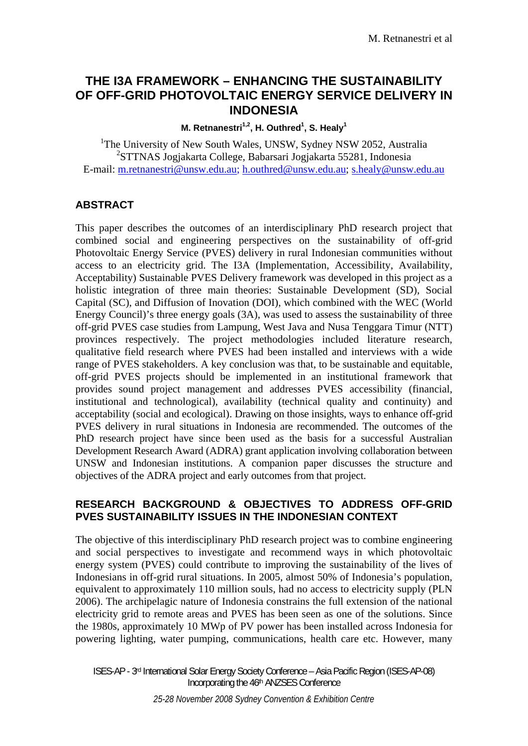# THE I3A FRAMEWORK – ENHANCING THE SUSTAINABILITY OF OFF-GRID PHOTOVOLTAIC ENERGY SERVICE DELIVERY IN INDONESIA

**M. Retnanestri[1,2], H. Outhred[1], S. Healy[1]**

[1]The University of New South Wales, UNSW, Sydney NSW 2052, Australia
[2]STTNAS Jogjakarta College, Babarsari Jogjakarta 55281, Indonesia
E-mail: m.retnanestri@unsw.edu.au; h.outhred@unsw.edu.au; s.healy@unsw.edu.au

## ABSTRACT

This paper describes the outcomes of an interdisciplinary PhD research project that combined social and engineering perspectives on the sustainability of off-grid Photovoltaic Energy Service (PVES) delivery in rural Indonesian communities without access to an electricity grid. The I3A (Implementation, Accessibility, Availability, Acceptability) Sustainable PVES Delivery framework was developed in this project as a holistic integration of three main theories: Sustainable Development (SD), Social Capital (SC), and Diffusion of Inovation (DOI), which combined with the WEC (World Energy Council)'s three energy goals (3A), was used to assess the sustainability of three off-grid PVES case studies from Lampung, West Java and Nusa Tenggara Timur (NTT) provinces respectively. The project methodologies included literature research, qualitative field research where PVES had been installed and interviews with a wide range of PVES stakeholders. A key conclusion was that, to be sustainable and equitable, off-grid PVES projects should be implemented in an institutional framework that provides sound project management and addresses PVES accessibility (financial, institutional and technological), availability (technical quality and continuity) and acceptability (social and ecological). Drawing on those insights, ways to enhance off-grid PVES delivery in rural situations in Indonesia are recommended. The outcomes of the PhD research project have since been used as the basis for a successful Australian Development Research Award (ADRA) grant application involving collaboration between UNSW and Indonesian institutions. A companion paper discusses the structure and objectives of the ADRA project and early outcomes from that project.

## RESEARCH BACKGROUND & OBJECTIVES TO ADDRESS OFF-GRID PVES SUSTAINABILITY ISSUES IN THE INDONESIAN CONTEXT

The objective of this interdisciplinary PhD research project was to combine engineering and social perspectives to investigate and recommend ways in which photovoltaic energy system (PVES) could contribute to improving the sustainability of the lives of Indonesians in off-grid rural situations. In 2005, almost 50% of Indonesia's population, equivalent to approximately 110 million souls, had no access to electricity supply (PLN 2006). The archipelagic nature of Indonesia constrains the full extension of the national electricity grid to remote areas and PVES has been seen as one of the solutions. Since the 1980s, approximately 10 MWp of PV power has been installed across Indonesia for powering lighting, water pumping, communications, health care etc. However, many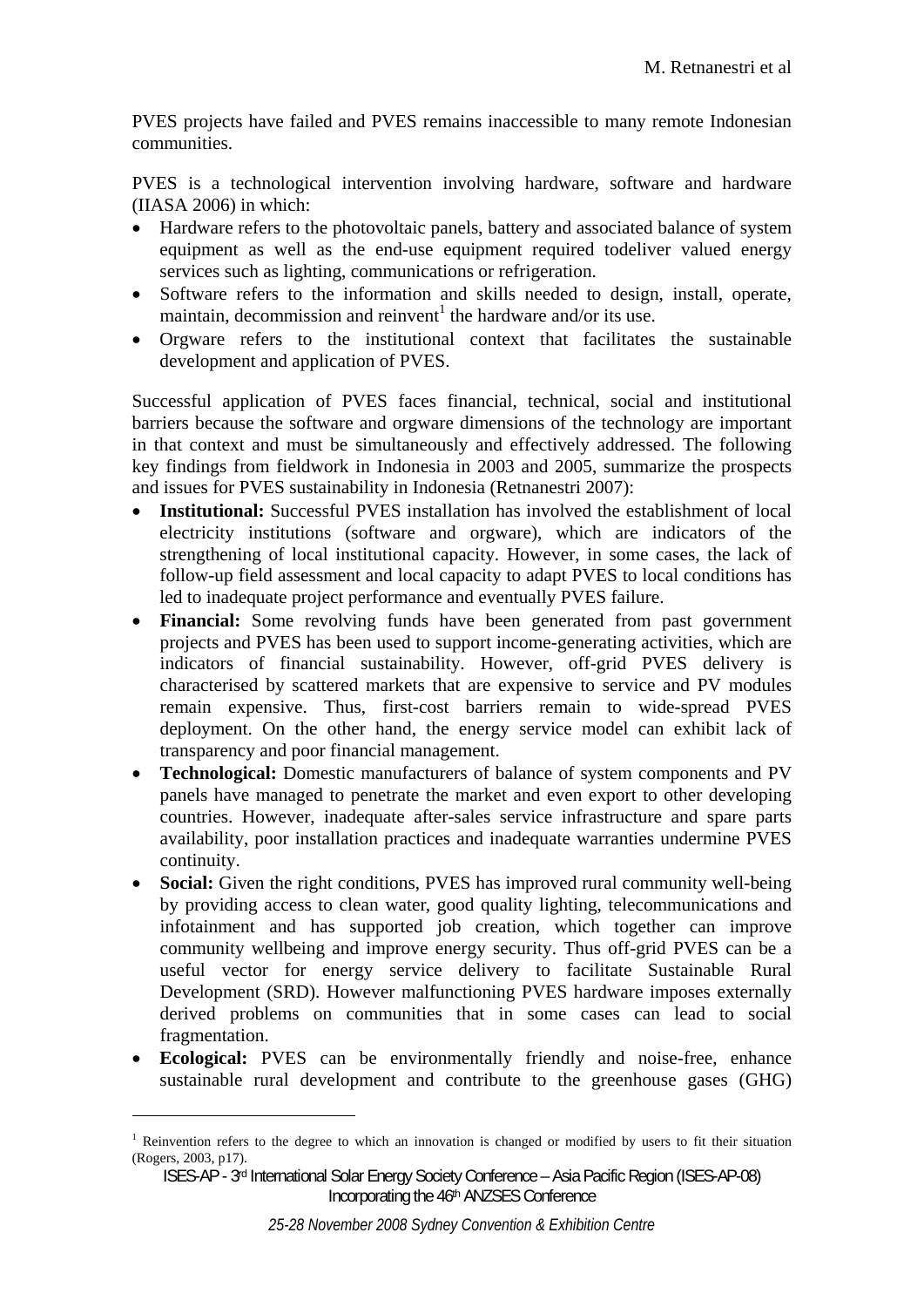PVES projects have failed and PVES remains inaccessible to many remote Indonesian communities.

PVES is a technological intervention involving hardware, software and hardware (IIASA 2006) in which:

- Hardware refers to the photovoltaic panels, battery and associated balance of system equipment as well as the end-use equipment required todeliver valued energy services such as lighting, communications or refrigeration.
- Software refers to the information and skills needed to design, install, operate, maintain, decommission and reinvent[1] the hardware and/or its use.
- Orgware refers to the institutional context that facilitates the sustainable development and application of PVES.

Successful application of PVES faces financial, technical, social and institutional barriers because the software and orgware dimensions of the technology are important in that context and must be simultaneously and effectively addressed. The following key findings from fieldwork in Indonesia in 2003 and 2005, summarize the prospects and issues for PVES sustainability in Indonesia (Retnanestri 2007):

- **Institutional:** Successful PVES installation has involved the establishment of local electricity institutions (software and orgware), which are indicators of the strengthening of local institutional capacity. However, in some cases, the lack of follow-up field assessment and local capacity to adapt PVES to local conditions has led to inadequate project performance and eventually PVES failure.
- **Financial:** Some revolving funds have been generated from past government projects and PVES has been used to support income-generating activities, which are indicators of financial sustainability. However, off-grid PVES delivery is characterised by scattered markets that are expensive to service and PV modules remain expensive. Thus, first-cost barriers remain to wide-spread PVES deployment. On the other hand, the energy service model can exhibit lack of transparency and poor financial management.
- **Technological:** Domestic manufacturers of balance of system components and PV panels have managed to penetrate the market and even export to other developing countries. However, inadequate after-sales service infrastructure and spare parts availability, poor installation practices and inadequate warranties undermine PVES continuity.
- **Social:** Given the right conditions, PVES has improved rural community well-being by providing access to clean water, good quality lighting, telecommunications and infotainment and has supported job creation, which together can improve community wellbeing and improve energy security. Thus off-grid PVES can be a useful vector for energy service delivery to facilitate Sustainable Rural Development (SRD). However malfunctioning PVES hardware imposes externally derived problems on communities that in some cases can lead to social fragmentation.
- **Ecological:** PVES can be environmentally friendly and noise-free, enhance sustainable rural development and contribute to the greenhouse gases (GHG)

[1] Reinvention refers to the degree to which an innovation is changed or modified by users to fit their situation (Rogers, 2003, p17).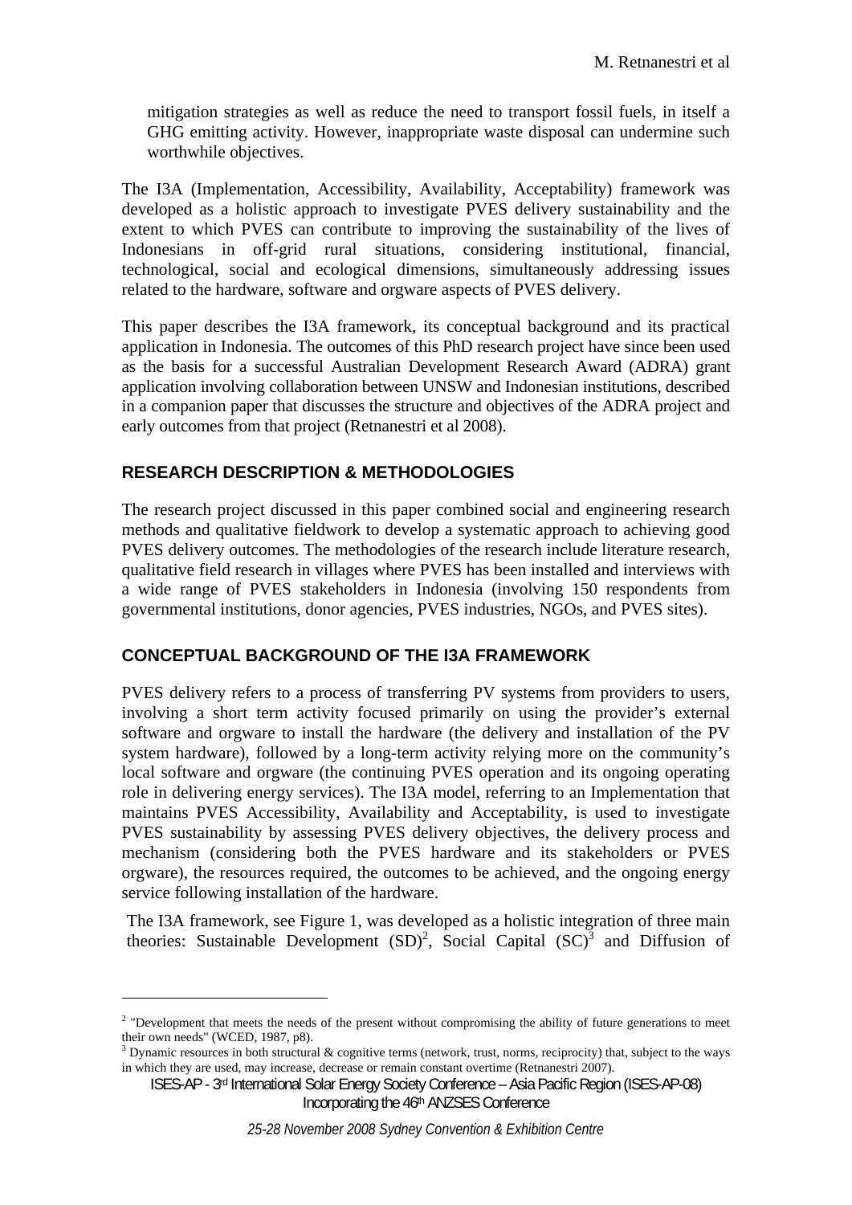mitigation strategies as well as reduce the need to transport fossil fuels, in itself a GHG emitting activity. However, inappropriate waste disposal can undermine such worthwhile objectives.

The I3A (Implementation, Accessibility, Availability, Acceptability) framework was developed as a holistic approach to investigate PVES delivery sustainability and the extent to which PVES can contribute to improving the sustainability of the lives of Indonesians in off-grid rural situations, considering institutional, financial, technological, social and ecological dimensions, simultaneously addressing issues related to the hardware, software and orgware aspects of PVES delivery.

This paper describes the I3A framework, its conceptual background and its practical application in Indonesia. The outcomes of this PhD research project have since been used as the basis for a successful Australian Development Research Award (ADRA) grant application involving collaboration between UNSW and Indonesian institutions, described in a companion paper that discusses the structure and objectives of the ADRA project and early outcomes from that project (Retnanestri et al 2008).

## RESEARCH DESCRIPTION & METHODOLOGIES

The research project discussed in this paper combined social and engineering research methods and qualitative fieldwork to develop a systematic approach to achieving good PVES delivery outcomes. The methodologies of the research include literature research, qualitative field research in villages where PVES has been installed and interviews with a wide range of PVES stakeholders in Indonesia (involving 150 respondents from governmental institutions, donor agencies, PVES industries, NGOs, and PVES sites).

## CONCEPTUAL BACKGROUND OF THE I3A FRAMEWORK

PVES delivery refers to a process of transferring PV systems from providers to users, involving a short term activity focused primarily on using the provider's external software and orgware to install the hardware (the delivery and installation of the PV system hardware), followed by a long-term activity relying more on the community's local software and orgware (the continuing PVES operation and its ongoing operating role in delivering energy services). The I3A model, referring to an Implementation that maintains PVES Accessibility, Availability and Acceptability, is used to investigate PVES sustainability by assessing PVES delivery objectives, the delivery process and mechanism (considering both the PVES hardware and its stakeholders or PVES orgware), the resources required, the outcomes to be achieved, and the ongoing energy service following installation of the hardware.

The I3A framework, see Figure 1, was developed as a holistic integration of three main theories: Sustainable Development (SD)[2], Social Capital (SC)[3] and Diffusion of

---

[2] "Development that meets the needs of the present without compromising the ability of future generations to meet their own needs" (WCED, 1987, p8).

[3] Dynamic resources in both structural & cognitive terms (network, trust, norms, reciprocity) that, subject to the ways in which they are used, may increase, decrease or remain constant overtime (Retnanestri 2007).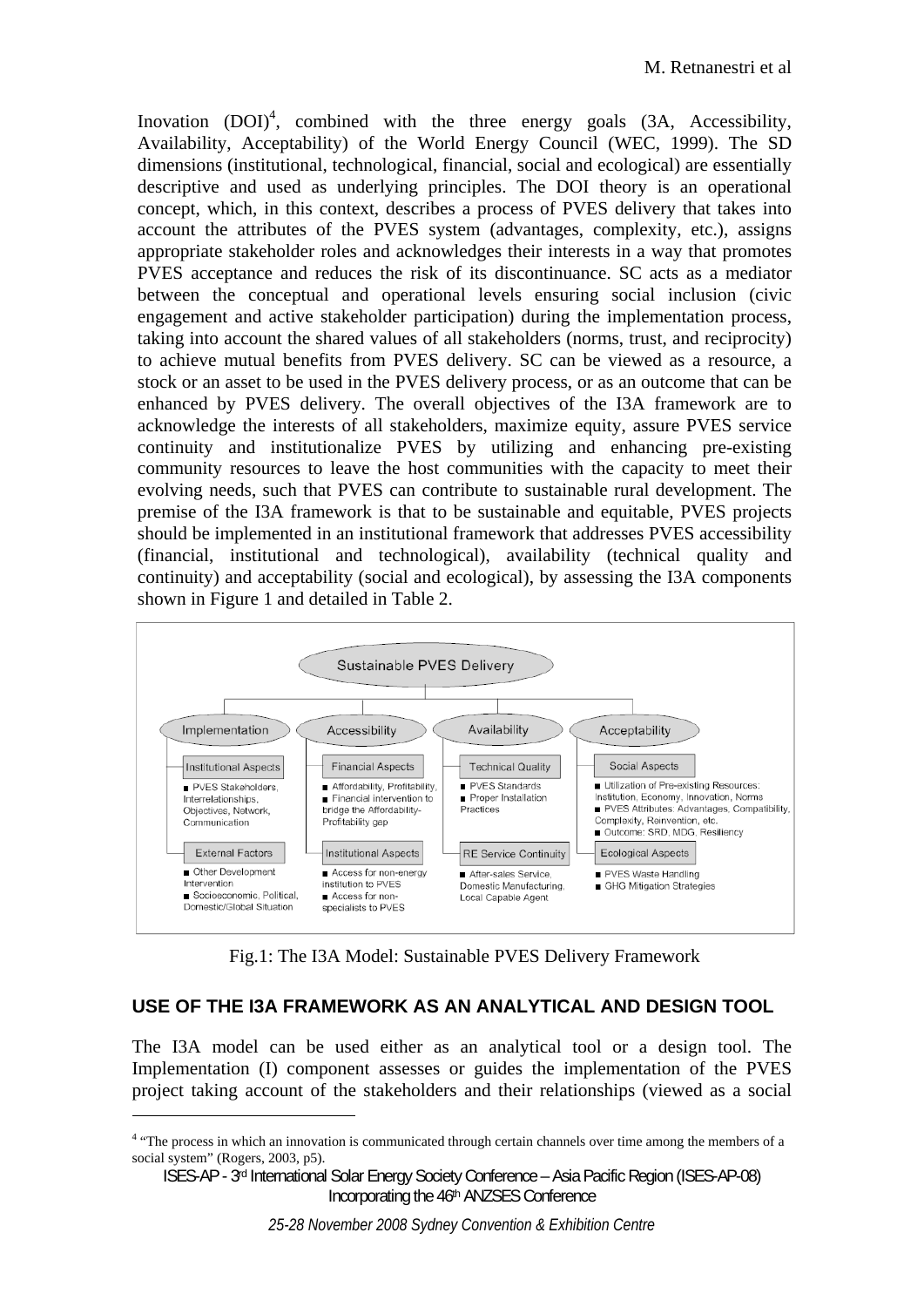Inovation (DOI)[4], combined with the three energy goals (3A, Accessibility, Availability, Acceptability) of the World Energy Council (WEC, 1999). The SD dimensions (institutional, technological, financial, social and ecological) are essentially descriptive and used as underlying principles. The DOI theory is an operational concept, which, in this context, describes a process of PVES delivery that takes into account the attributes of the PVES system (advantages, complexity, etc.), assigns appropriate stakeholder roles and acknowledges their interests in a way that promotes PVES acceptance and reduces the risk of its discontinuance. SC acts as a mediator between the conceptual and operational levels ensuring social inclusion (civic engagement and active stakeholder participation) during the implementation process, taking into account the shared values of all stakeholders (norms, trust, and reciprocity) to achieve mutual benefits from PVES delivery. SC can be viewed as a resource, a stock or an asset to be used in the PVES delivery process, or as an outcome that can be enhanced by PVES delivery. The overall objectives of the I3A framework are to acknowledge the interests of all stakeholders, maximize equity, assure PVES service continuity and institutionalize PVES by utilizing and enhancing pre-existing community resources to leave the host communities with the capacity to meet their evolving needs, such that PVES can contribute to sustainable rural development. The premise of the I3A framework is that to be sustainable and equitable, PVES projects should be implemented in an institutional framework that addresses PVES accessibility (financial, institutional and technological), availability (technical quality and continuity) and acceptability (social and ecological), by assessing the I3A components shown in Figure 1 and detailed in Table 2.

**Sustainable PVES Delivery**

- **Implementation**
  - Institutional Aspects
    - PVES Stakeholders, Interrelationships, Objectives, Network, Communication
  - External Factors
    - Other Development Intervention
    - Socioeconomic, Political, Domestic/Global Situation
- **Accessibility**
  - Financial Aspects
    - Affordability, Profitability,
    - Financial intervention to bridge the Affordability-Profitability gap
  - Institutional Aspects
    - Access for non-energy institution to PVES
    - Access for non-specialists to PVES
- **Availability**
  - Technical Quality
    - PVES Standards
    - Proper Installation Practices
  - RE Service Continuity
    - After-sales Service, Domestic Manufacturing, Local Capable Agent
- **Acceptability**
  - Social Aspects
    - Utilization of Pre-existing Resources: Institution, Economy, Innovation, Norms
    - PVES Attributes: Advantages, Compatibility, Complexity, Reinvention, etc.
    - Outcome: SRD, MDG, Resiliency
  - Ecological Aspects
    - PVES Waste Handling
    - GHG Mitigation Strategies

Fig.1: The I3A Model: Sustainable PVES Delivery Framework

## USE OF THE I3A FRAMEWORK AS AN ANALYTICAL AND DESIGN TOOL

The I3A model can be used either as an analytical tool or a design tool. The Implementation (I) component assesses or guides the implementation of the PVES project taking account of the stakeholders and their relationships (viewed as a social

---

[4] "The process in which an innovation is communicated through certain channels over time among the members of a social system" (Rogers, 2003, p5).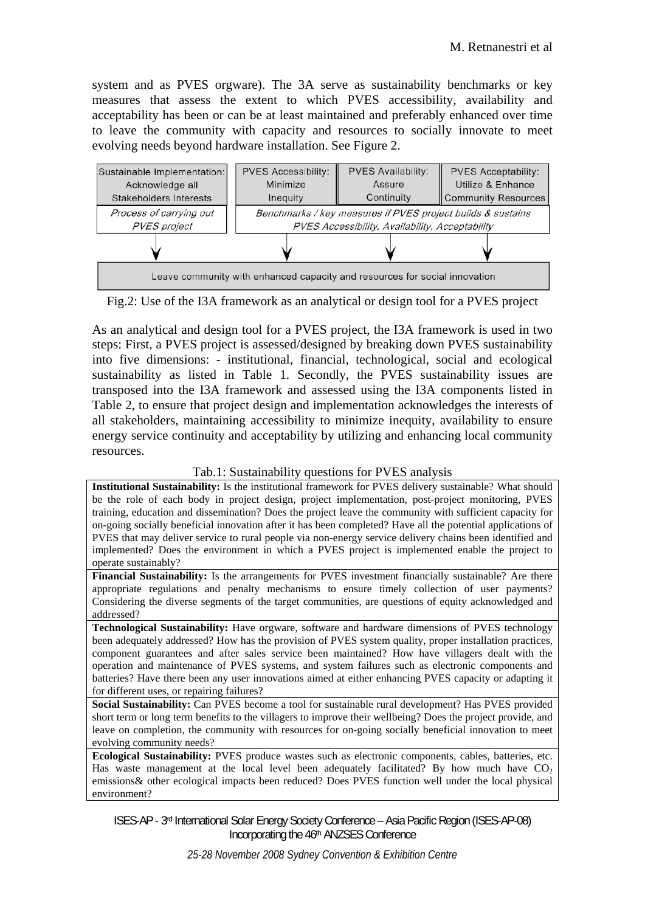system and as PVES orgware). The 3A serve as sustainability benchmarks or key measures that assess the extent to which PVES accessibility, availability and acceptability has been or can be at least maintained and preferably enhanced over time to leave the community with capacity and resources to socially innovate to meet evolving needs beyond hardware installation. See Figure 2.

| Sustainable Implementation: Acknowledge all Stakeholders Interests | PVES Accessibility: Minimize Inequity | PVES Availability: Assure Continuity | PVES Acceptability: Utilize & Enhance Community Resources |
|---|---|---|---|
| *Process of carrying out PVES project* | *Benchmarks / key measures if PVES project builds & sustains PVES Accessibility, Availability, Acceptability* | | |

↓ Leave community with enhanced capacity and resources for social innovation

Fig.2: Use of the I3A framework as an analytical or design tool for a PVES project

As an analytical and design tool for a PVES project, the I3A framework is used in two steps: First, a PVES project is assessed/designed by breaking down PVES sustainability into five dimensions: - institutional, financial, technological, social and ecological sustainability as listed in Table 1. Secondly, the PVES sustainability issues are transposed into the I3A framework and assessed using the I3A components listed in Table 2, to ensure that project design and implementation acknowledges the interests of all stakeholders, maintaining accessibility to minimize inequity, availability to ensure energy service continuity and acceptability by utilizing and enhancing local community resources.

Tab.1: Sustainability questions for PVES analysis

| |
|---|
| **Institutional Sustainability:** Is the institutional framework for PVES delivery sustainable? What should be the role of each body in project design, project implementation, post-project monitoring, PVES training, education and dissemination? Does the project leave the community with sufficient capacity for on-going socially beneficial innovation after it has been completed? Have all the potential applications of PVES that may deliver service to rural people via non-energy service delivery chains been identified and implemented? Does the environment in which a PVES project is implemented enable the project to operate sustainably? |
| **Financial Sustainability:** Is the arrangements for PVES investment financially sustainable? Are there appropriate regulations and penalty mechanisms to ensure timely collection of user payments? Considering the diverse segments of the target communities, are questions of equity acknowledged and addressed? |
| **Technological Sustainability:** Have orgware, software and hardware dimensions of PVES technology been adequately addressed? How has the provision of PVES system quality, proper installation practices, component guarantees and after sales service been maintained? How have villagers dealt with the operation and maintenance of PVES systems, and system failures such as electronic components and batteries? Have there been any user innovations aimed at either enhancing PVES capacity or adapting it for different uses, or repairing failures? |
| **Social Sustainability:** Can PVES become a tool for sustainable rural development? Has PVES provided short term or long term benefits to the villagers to improve their wellbeing? Does the project provide, and leave on completion, the community with resources for on-going socially beneficial innovation to meet evolving community needs? |
| **Ecological Sustainability:** PVES produce wastes such as electronic components, cables, batteries, etc. Has waste management at the local level been adequately facilitated? By how much have $CO_2$ emissions& other ecological impacts been reduced? Does PVES function well under the local physical environment? |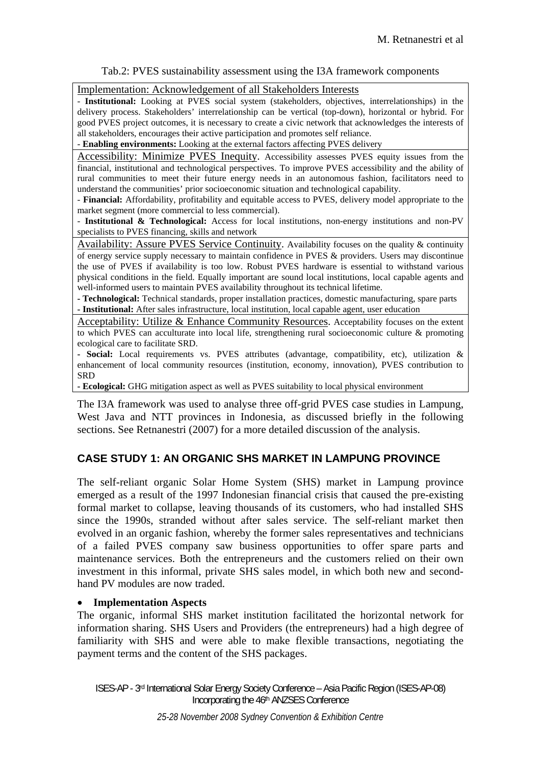Tab.2: PVES sustainability assessment using the I3A framework components

| Implementation: Acknowledgement of all Stakeholders Interests |
|---|
| - **Institutional:** Looking at PVES social system (stakeholders, objectives, interrelationships) in the delivery process. Stakeholders' interrelationship can be vertical (top-down), horizontal or hybrid. For good PVES project outcomes, it is necessary to create a civic network that acknowledges the interests of all stakeholders, encourages their active participation and promotes self reliance.<br>- **Enabling environments:** Looking at the external factors affecting PVES delivery |
| Accessibility: Minimize PVES Inequity. Accessibility assesses PVES equity issues from the financial, institutional and technological perspectives. To improve PVES accessibility and the ability of rural communities to meet their future energy needs in an autonomous fashion, facilitators need to understand the communities' prior socioeconomic situation and technological capability.<br>- **Financial:** Affordability, profitability and equitable access to PVES, delivery model appropriate to the market segment (more commercial to less commercial).<br>- **Institutional & Technological:** Access for local institutions, non-energy institutions and non-PV specialists to PVES financing, skills and network |
| Availability: Assure PVES Service Continuity. Availability focuses on the quality & continuity of energy service supply necessary to maintain confidence in PVES & providers. Users may discontinue the use of PVES if availability is too low. Robust PVES hardware is essential to withstand various physical conditions in the field. Equally important are sound local institutions, local capable agents and well-informed users to maintain PVES availability throughout its technical lifetime.<br>- **Technological:** Technical standards, proper installation practices, domestic manufacturing, spare parts<br>- **Institutional:** After sales infrastructure, local institution, local capable agent, user education |
| Acceptability: Utilize & Enhance Community Resources. Acceptability focuses on the extent to which PVES can acculturate into local life, strengthening rural socioeconomic culture & promoting ecological care to facilitate SRD.<br>- **Social:** Local requirements vs. PVES attributes (advantage, compatibility, etc), utilization & enhancement of local community resources (institution, economy, innovation), PVES contribution to SRD<br>- **Ecological:** GHG mitigation aspect as well as PVES suitability to local physical environment |

The I3A framework was used to analyse three off-grid PVES case studies in Lampung, West Java and NTT provinces in Indonesia, as discussed briefly in the following sections. See Retnanestri (2007) for a more detailed discussion of the analysis.

## CASE STUDY 1: AN ORGANIC SHS MARKET IN LAMPUNG PROVINCE

The self-reliant organic Solar Home System (SHS) market in Lampung province emerged as a result of the 1997 Indonesian financial crisis that caused the pre-existing formal market to collapse, leaving thousands of its customers, who had installed SHS since the 1990s, stranded without after sales service. The self-reliant market then evolved in an organic fashion, whereby the former sales representatives and technicians of a failed PVES company saw business opportunities to offer spare parts and maintenance services. Both the entrepreneurs and the customers relied on their own investment in this informal, private SHS sales model, in which both new and second-hand PV modules are now traded.

- **Implementation Aspects**

The organic, informal SHS market institution facilitated the horizontal network for information sharing. SHS Users and Providers (the entrepreneurs) had a high degree of familiarity with SHS and were able to make flexible transactions, negotiating the payment terms and the content of the SHS packages.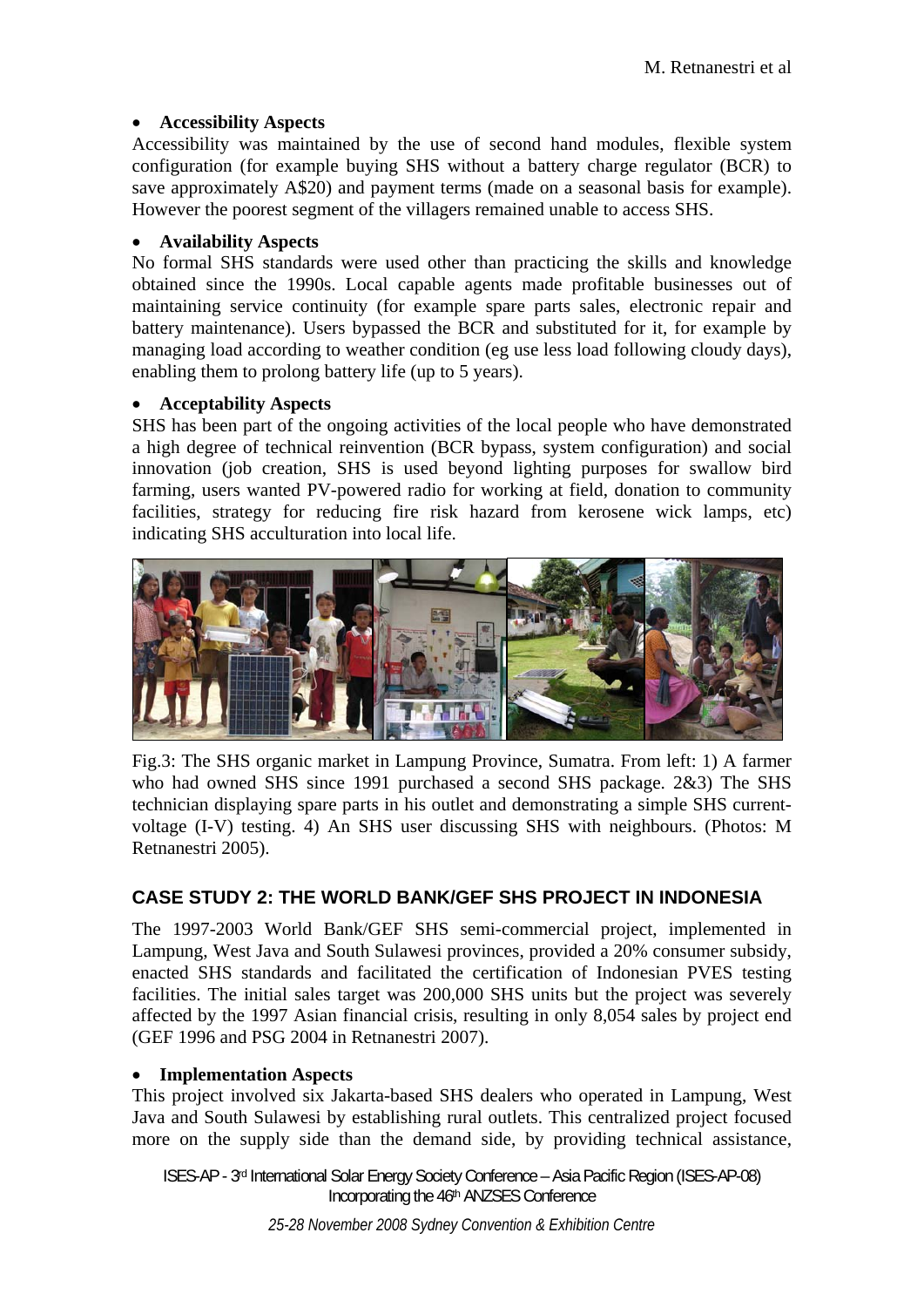- **Accessibility Aspects**

Accessibility was maintained by the use of second hand modules, flexible system configuration (for example buying SHS without a battery charge regulator (BCR) to save approximately A$20) and payment terms (made on a seasonal basis for example). However the poorest segment of the villagers remained unable to access SHS.

- **Availability Aspects**

No formal SHS standards were used other than practicing the skills and knowledge obtained since the 1990s. Local capable agents made profitable businesses out of maintaining service continuity (for example spare parts sales, electronic repair and battery maintenance). Users bypassed the BCR and substituted for it, for example by managing load according to weather condition (eg use less load following cloudy days), enabling them to prolong battery life (up to 5 years).

- **Acceptability Aspects**

SHS has been part of the ongoing activities of the local people who have demonstrated a high degree of technical reinvention (BCR bypass, system configuration) and social innovation (job creation, SHS is used beyond lighting purposes for swallow bird farming, users wanted PV-powered radio for working at field, donation to community facilities, strategy for reducing fire risk hazard from kerosene wick lamps, etc) indicating SHS acculturation into local life.

Fig.3: The SHS organic market in Lampung Province, Sumatra. From left: 1) A farmer who had owned SHS since 1991 purchased a second SHS package. 2&3) The SHS technician displaying spare parts in his outlet and demonstrating a simple SHS current-voltage (I-V) testing. 4) An SHS user discussing SHS with neighbours. (Photos: M Retnanestri 2005).

## CASE STUDY 2: THE WORLD BANK/GEF SHS PROJECT IN INDONESIA

The 1997-2003 World Bank/GEF SHS semi-commercial project, implemented in Lampung, West Java and South Sulawesi provinces, provided a 20% consumer subsidy, enacted SHS standards and facilitated the certification of Indonesian PVES testing facilities. The initial sales target was 200,000 SHS units but the project was severely affected by the 1997 Asian financial crisis, resulting in only 8,054 sales by project end (GEF 1996 and PSG 2004 in Retnanestri 2007).

- **Implementation Aspects**

This project involved six Jakarta-based SHS dealers who operated in Lampung, West Java and South Sulawesi by establishing rural outlets. This centralized project focused more on the supply side than the demand side, by providing technical assistance,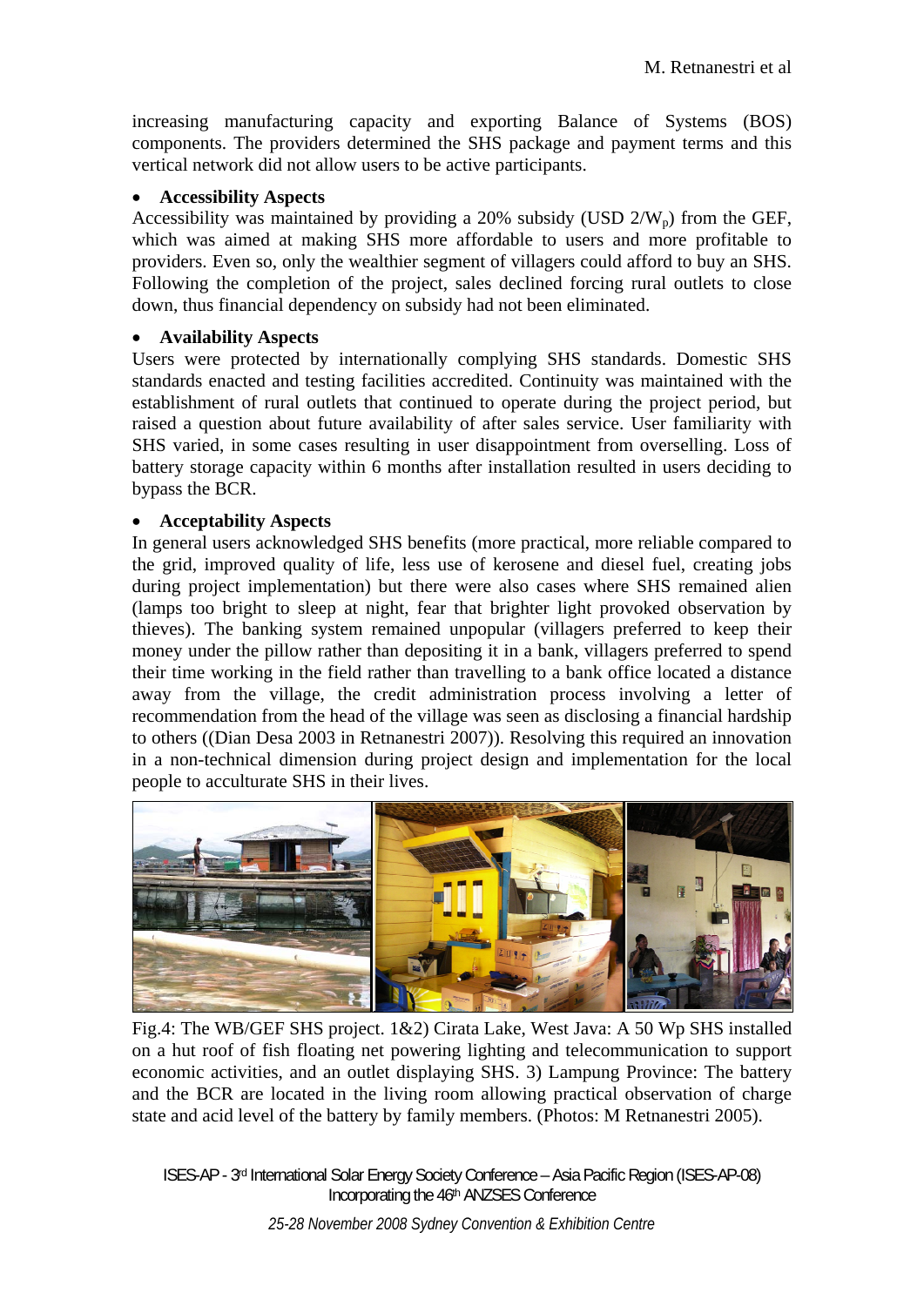increasing manufacturing capacity and exporting Balance of Systems (BOS) components. The providers determined the SHS package and payment terms and this vertical network did not allow users to be active participants.

- **Accessibility Aspects**

Accessibility was maintained by providing a 20% subsidy (USD $2/W_p$) from the GEF, which was aimed at making SHS more affordable to users and more profitable to providers. Even so, only the wealthier segment of villagers could afford to buy an SHS. Following the completion of the project, sales declined forcing rural outlets to close down, thus financial dependency on subsidy had not been eliminated.

- **Availability Aspects**

Users were protected by internationally complying SHS standards. Domestic SHS standards enacted and testing facilities accredited. Continuity was maintained with the establishment of rural outlets that continued to operate during the project period, but raised a question about future availability of after sales service. User familiarity with SHS varied, in some cases resulting in user disappointment from overselling. Loss of battery storage capacity within 6 months after installation resulted in users deciding to bypass the BCR.

- **Acceptability Aspects**

In general users acknowledged SHS benefits (more practical, more reliable compared to the grid, improved quality of life, less use of kerosene and diesel fuel, creating jobs during project implementation) but there were also cases where SHS remained alien (lamps too bright to sleep at night, fear that brighter light provoked observation by thieves). The banking system remained unpopular (villagers preferred to keep their money under the pillow rather than depositing it in a bank, villagers preferred to spend their time working in the field rather than travelling to a bank office located a distance away from the village, the credit administration process involving a letter of recommendation from the head of the village was seen as disclosing a financial hardship to others ((Dian Desa 2003 in Retnanestri 2007)). Resolving this required an innovation in a non-technical dimension during project design and implementation for the local people to acculturate SHS in their lives.

Fig.4: The WB/GEF SHS project. 1&2) Cirata Lake, West Java: A 50 Wp SHS installed on a hut roof of fish floating net powering lighting and telecommunication to support economic activities, and an outlet displaying SHS. 3) Lampung Province: The battery and the BCR are located in the living room allowing practical observation of charge state and acid level of the battery by family members. (Photos: M Retnanestri 2005).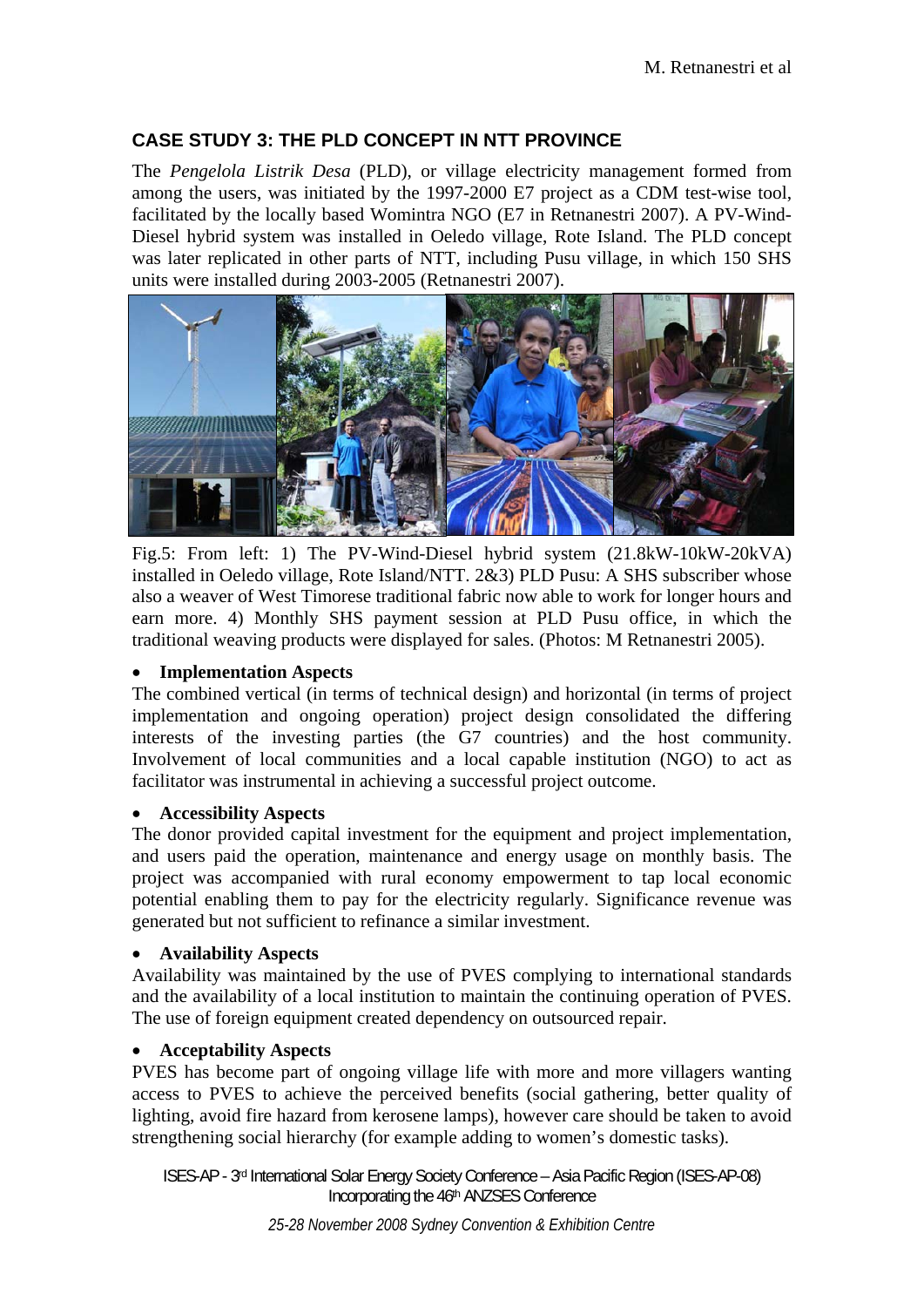## CASE STUDY 3: THE PLD CONCEPT IN NTT PROVINCE

The *Pengelola Listrik Desa* (PLD), or village electricity management formed from among the users, was initiated by the 1997-2000 E7 project as a CDM test-wise tool, facilitated by the locally based Womintra NGO (E7 in Retnanestri 2007). A PV-Wind-Diesel hybrid system was installed in Oeledo village, Rote Island. The PLD concept was later replicated in other parts of NTT, including Pusu village, in which 150 SHS units were installed during 2003-2005 (Retnanestri 2007).

Fig.5: From left: 1) The PV-Wind-Diesel hybrid system (21.8kW-10kW-20kVA) installed in Oeledo village, Rote Island/NTT. 2&3) PLD Pusu: A SHS subscriber whose also a weaver of West Timorese traditional fabric now able to work for longer hours and earn more. 4) Monthly SHS payment session at PLD Pusu office, in which the traditional weaving products were displayed for sales. (Photos: M Retnanestri 2005).

- **Implementation Aspects**

The combined vertical (in terms of technical design) and horizontal (in terms of project implementation and ongoing operation) project design consolidated the differing interests of the investing parties (the G7 countries) and the host community. Involvement of local communities and a local capable institution (NGO) to act as facilitator was instrumental in achieving a successful project outcome.

- **Accessibility Aspects**

The donor provided capital investment for the equipment and project implementation, and users paid the operation, maintenance and energy usage on monthly basis. The project was accompanied with rural economy empowerment to tap local economic potential enabling them to pay for the electricity regularly. Significance revenue was generated but not sufficient to refinance a similar investment.

- **Availability Aspects**

Availability was maintained by the use of PVES complying to international standards and the availability of a local institution to maintain the continuing operation of PVES. The use of foreign equipment created dependency on outsourced repair.

- **Acceptability Aspects**

PVES has become part of ongoing village life with more and more villagers wanting access to PVES to achieve the perceived benefits (social gathering, better quality of lighting, avoid fire hazard from kerosene lamps), however care should be taken to avoid strengthening social hierarchy (for example adding to women's domestic tasks).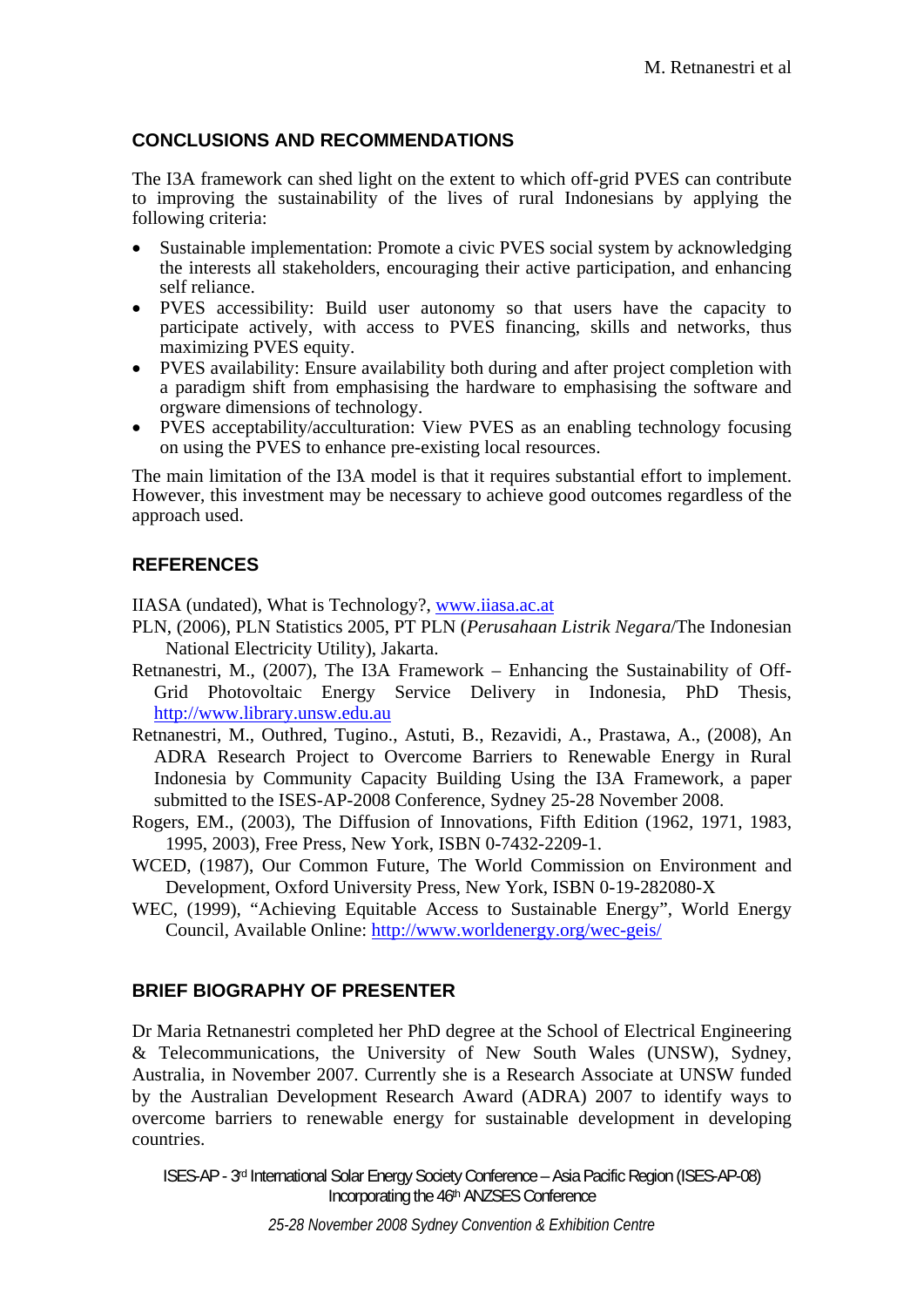## CONCLUSIONS AND RECOMMENDATIONS

The I3A framework can shed light on the extent to which off-grid PVES can contribute to improving the sustainability of the lives of rural Indonesians by applying the following criteria:

- Sustainable implementation: Promote a civic PVES social system by acknowledging the interests all stakeholders, encouraging their active participation, and enhancing self reliance.
- PVES accessibility: Build user autonomy so that users have the capacity to participate actively, with access to PVES financing, skills and networks, thus maximizing PVES equity.
- PVES availability: Ensure availability both during and after project completion with a paradigm shift from emphasising the hardware to emphasising the software and orgware dimensions of technology.
- PVES acceptability/acculturation: View PVES as an enabling technology focusing on using the PVES to enhance pre-existing local resources.

The main limitation of the I3A model is that it requires substantial effort to implement. However, this investment may be necessary to achieve good outcomes regardless of the approach used.

## REFERENCES

IIASA (undated), What is Technology?, www.iiasa.ac.at

PLN, (2006), PLN Statistics 2005, PT PLN (*Perusahaan Listrik Negara*/The Indonesian National Electricity Utility), Jakarta.

Retnanestri, M., (2007), The I3A Framework – Enhancing the Sustainability of Off-Grid Photovoltaic Energy Service Delivery in Indonesia, PhD Thesis, http://www.library.unsw.edu.au

Retnanestri, M., Outhred, Tugino., Astuti, B., Rezavidi, A., Prastawa, A., (2008), An ADRA Research Project to Overcome Barriers to Renewable Energy in Rural Indonesia by Community Capacity Building Using the I3A Framework, a paper submitted to the ISES-AP-2008 Conference, Sydney 25-28 November 2008.

Rogers, EM., (2003), The Diffusion of Innovations, Fifth Edition (1962, 1971, 1983, 1995, 2003), Free Press, New York, ISBN 0-7432-2209-1.

WCED, (1987), Our Common Future, The World Commission on Environment and Development, Oxford University Press, New York, ISBN 0-19-282080-X

WEC, (1999), "Achieving Equitable Access to Sustainable Energy", World Energy Council, Available Online: http://www.worldenergy.org/wec-geis/

## BRIEF BIOGRAPHY OF PRESENTER

Dr Maria Retnanestri completed her PhD degree at the School of Electrical Engineering & Telecommunications, the University of New South Wales (UNSW), Sydney, Australia, in November 2007. Currently she is a Research Associate at UNSW funded by the Australian Development Research Award (ADRA) 2007 to identify ways to overcome barriers to renewable energy for sustainable development in developing countries.